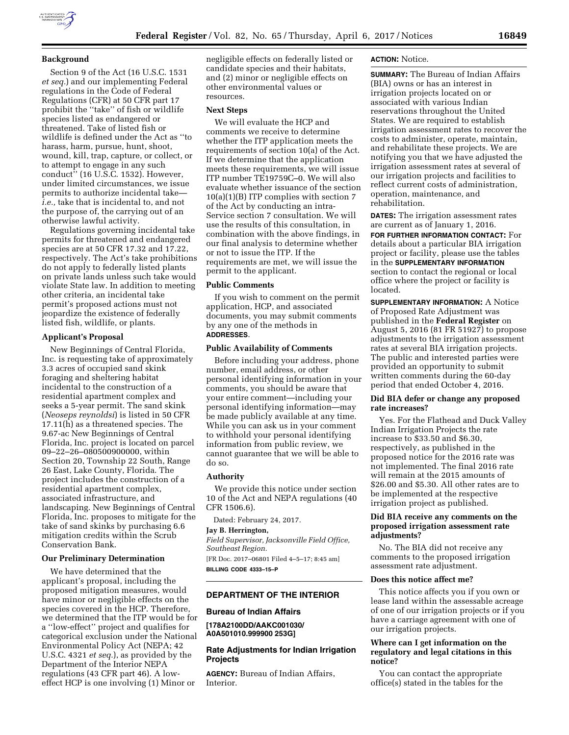## Background

Section 9 of the Act (16 U.S.C. 1531 *et seq.*) and our implementing Federal regulations in the Code of Federal Regulations (CFR) at 50 CFR part 17 prohibit the "take" of fish or wildlife species listed as endangered or threatened. Take of listed fish or wildlife is defined under the Act as "to harass, harm, pursue, hunt, shoot, wound, kill, trap, capture, or collect, or to attempt to engage in any such conduct" (16 U.S.C. 1532). However, under limited circumstances, we issue permits to authorize incidental take—*i.e.,* take that is incidental to, and not the purpose of, the carrying out of an otherwise lawful activity.

Regulations governing incidental take permits for threatened and endangered species are at 50 CFR 17.32 and 17.22, respectively. The Act's take prohibitions do not apply to federally listed plants on private lands unless such take would violate State law. In addition to meeting other criteria, an incidental take permit's proposed actions must not jeopardize the existence of federally listed fish, wildlife, or plants.

## Applicant's Proposal

New Beginnings of Central Florida, Inc. is requesting take of approximately 3.3 acres of occupied sand skink foraging and sheltering habitat incidental to the construction of a residential apartment complex and seeks a 5-year permit. The sand skink (*Neoseps reynoldsi*) is listed in 50 CFR 17.11(h) as a threatened species. The 9.67-ac New Beginnings of Central Florida, Inc. project is located on parcel 09–22–26–080500900000, within Section 20, Township 22 South, Range 26 East, Lake County, Florida. The project includes the construction of a residential apartment complex, associated infrastructure, and landscaping. New Beginnings of Central Florida, Inc. proposes to mitigate for the take of sand skinks by purchasing 6.6 mitigation credits within the Scrub Conservation Bank.

## Our Preliminary Determination

We have determined that the applicant's proposal, including the proposed mitigation measures, would have minor or negligible effects on the species covered in the HCP. Therefore, we determined that the ITP would be for a "low-effect" project and qualifies for categorical exclusion under the National Environmental Policy Act (NEPA; 42 U.S.C. 4321 *et seq.*), as provided by the Department of the Interior NEPA regulations (43 CFR part 46). A low-effect HCP is one involving (1) Minor or negligible effects on federally listed or candidate species and their habitats, and (2) minor or negligible effects on other environmental values or resources.

## Next Steps

We will evaluate the HCP and comments we receive to determine whether the ITP application meets the requirements of section 10(a) of the Act. If we determine that the application meets these requirements, we will issue ITP number TE19759C–0. We will also evaluate whether issuance of the section 10(a)(1)(B) ITP complies with section 7 of the Act by conducting an intra-Service section 7 consultation. We will use the results of this consultation, in combination with the above findings, in our final analysis to determine whether or not to issue the ITP. If the requirements are met, we will issue the permit to the applicant.

## Public Comments

If you wish to comment on the permit application, HCP, and associated documents, you may submit comments by any one of the methods in **ADDRESSES**.

## Public Availability of Comments

Before including your address, phone number, email address, or other personal identifying information in your comments, you should be aware that your entire comment—including your personal identifying information—may be made publicly available at any time. While you can ask us in your comment to withhold your personal identifying information from public review, we cannot guarantee that we will be able to do so.

## Authority

We provide this notice under section 10 of the Act and NEPA regulations (40 CFR 1506.6).

Dated: February 24, 2017.

**Jay B. Herrington,**

*Field Supervisor, Jacksonville Field Office, Southeast Region.*

[FR Doc. 2017–06801 Filed 4–5–17; 8:45 am]

**BILLING CODE 4333–15–P**

---

# DEPARTMENT OF THE INTERIOR

## Bureau of Indian Affairs

**[178A2100DD/AAKC001030/A0A501010.999900 253G]**

## Rate Adjustments for Indian Irrigation Projects

**AGENCY:** Bureau of Indian Affairs, Interior.

**ACTION:** Notice.

**SUMMARY:** The Bureau of Indian Affairs (BIA) owns or has an interest in irrigation projects located on or associated with various Indian reservations throughout the United States. We are required to establish irrigation assessment rates to recover the costs to administer, operate, maintain, and rehabilitate these projects. We are notifying you that we have adjusted the irrigation assessment rates at several of our irrigation projects and facilities to reflect current costs of administration, operation, maintenance, and rehabilitation.

**DATES:** The irrigation assessment rates are current as of January 1, 2016.

**FOR FURTHER INFORMATION CONTACT:** For details about a particular BIA irrigation project or facility, please use the tables in the **SUPPLEMENTARY INFORMATION** section to contact the regional or local office where the project or facility is located.

**SUPPLEMENTARY INFORMATION:** A Notice of Proposed Rate Adjustment was published in the **Federal Register** on August 5, 2016 (81 FR 51927) to propose adjustments to the irrigation assessment rates at several BIA irrigation projects. The public and interested parties were provided an opportunity to submit written comments during the 60-day period that ended October 4, 2016.

### Did BIA defer or change any proposed rate increases?

Yes. For the Flathead and Duck Valley Indian Irrigation Projects the rate increase to $33.50 and $6.30, respectively, as published in the proposed notice for the 2016 rate was not implemented. The final 2016 rate will remain at the 2015 amounts of $26.00 and $5.30. All other rates are to be implemented at the respective irrigation project as published.

### Did BIA receive any comments on the proposed irrigation assessment rate adjustments?

No. The BIA did not receive any comments to the proposed irrigation assessment rate adjustment.

### Does this notice affect me?

This notice affects you if you own or lease land within the assessable acreage of one of our irrigation projects or if you have a carriage agreement with one of our irrigation projects.

### Where can I get information on the regulatory and legal citations in this notice?

You can contact the appropriate office(s) stated in the tables for the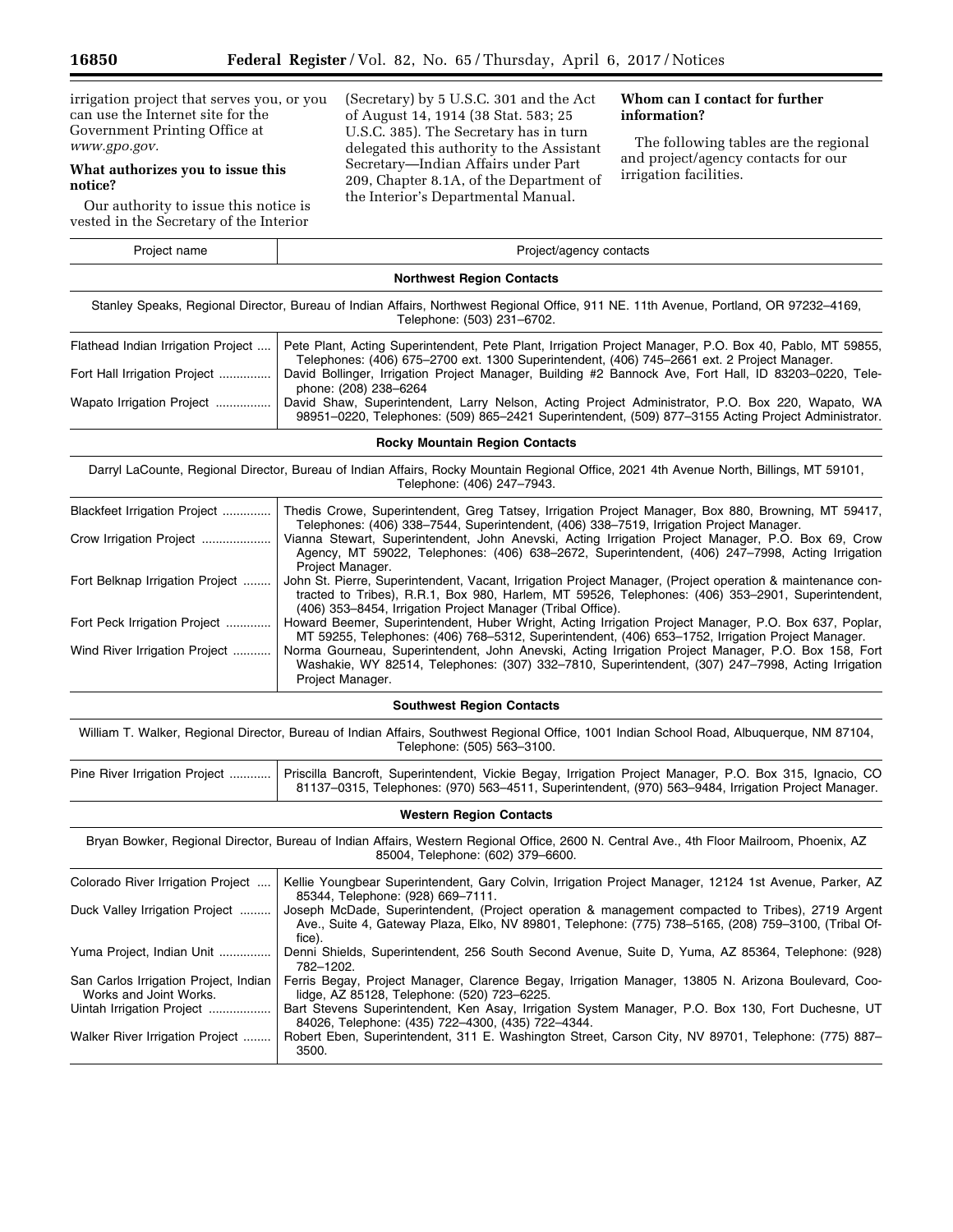irrigation project that serves you, or you can use the Internet site for the Government Printing Office at *www.gpo.gov.*

### What authorizes you to issue this notice?

Our authority to issue this notice is vested in the Secretary of the Interior (Secretary) by 5 U.S.C. 301 and the Act of August 14, 1914 (38 Stat. 583; 25 U.S.C. 385). The Secretary has in turn delegated this authority to the Assistant Secretary—Indian Affairs under Part 209, Chapter 8.1A, of the Department of the Interior's Departmental Manual.

### Whom can I contact for further information?

The following tables are the regional and project/agency contacts for our irrigation facilities.

| Project name | Project/agency contacts |
|---|---|
| **Northwest Region Contacts** | |
| Stanley Speaks, Regional Director, Bureau of Indian Affairs, Northwest Regional Office, 911 NE. 11th Avenue, Portland, OR 97232–4169, Telephone: (503) 231–6702. | |
| Flathead Indian Irrigation Project | Pete Plant, Acting Superintendent, Pete Plant, Irrigation Project Manager, P.O. Box 40, Pablo, MT 59855, Telephones: (406) 675–2700 ext. 1300 Superintendent, (406) 745–2661 ext. 2 Project Manager. |
| Fort Hall Irrigation Project | David Bollinger, Irrigation Project Manager, Building #2 Bannock Ave, Fort Hall, ID 83203–0220, Telephone: (208) 238–6264 |
| Wapato Irrigation Project | David Shaw, Superintendent, Larry Nelson, Acting Project Administrator, P.O. Box 220, Wapato, WA 98951–0220, Telephones: (509) 865–2421 Superintendent, (509) 877–3155 Acting Project Administrator. |
| **Rocky Mountain Region Contacts** | |
| Darryl LaCounte, Regional Director, Bureau of Indian Affairs, Rocky Mountain Regional Office, 2021 4th Avenue North, Billings, MT 59101, Telephone: (406) 247–7943. | |
| Blackfeet Irrigation Project | Thedis Crowe, Superintendent, Greg Tatsey, Irrigation Project Manager, Box 880, Browning, MT 59417, Telephones: (406) 338–7544, Superintendent, (406) 338–7519, Irrigation Project Manager. |
| Crow Irrigation Project | Vianna Stewart, Superintendent, John Anevski, Acting Irrigation Project Manager, P.O. Box 69, Crow Agency, MT 59022, Telephones: (406) 638–2672, Superintendent, (406) 247–7998, Acting Irrigation Project Manager. |
| Fort Belknap Irrigation Project | John St. Pierre, Superintendent, Vacant, Irrigation Project Manager, (Project operation & maintenance contracted to Tribes), R.R.1, Box 980, Harlem, MT 59526, Telephones: (406) 353–2901, Superintendent, (406) 353–8454, Irrigation Project Manager (Tribal Office). |
| Fort Peck Irrigation Project | Howard Beemer, Superintendent, Huber Wright, Acting Irrigation Project Manager, P.O. Box 637, Poplar, MT 59255, Telephones: (406) 768–5312, Superintendent, (406) 653–1752, Irrigation Project Manager. |
| Wind River Irrigation Project | Norma Gourneau, Superintendent, John Anevski, Acting Irrigation Project Manager, P.O. Box 158, Fort Washakie, WY 82514, Telephones: (307) 332–7810, Superintendent, (307) 247–7998, Acting Irrigation Project Manager. |
| **Southwest Region Contacts** | |
| William T. Walker, Regional Director, Bureau of Indian Affairs, Southwest Regional Office, 1001 Indian School Road, Albuquerque, NM 87104, Telephone: (505) 563–3100. | |
| Pine River Irrigation Project | Priscilla Bancroft, Superintendent, Vickie Begay, Irrigation Project Manager, P.O. Box 315, Ignacio, CO 81137–0315, Telephones: (970) 563–4511, Superintendent, (970) 563–9484, Irrigation Project Manager. |
| **Western Region Contacts** | |
| Bryan Bowker, Regional Director, Bureau of Indian Affairs, Western Regional Office, 2600 N. Central Ave., 4th Floor Mailroom, Phoenix, AZ 85004, Telephone: (602) 379–6600. | |
| Colorado River Irrigation Project | Kellie Youngbear Superintendent, Gary Colvin, Irrigation Project Manager, 12124 1st Avenue, Parker, AZ 85344, Telephone: (928) 669–7111. |
| Duck Valley Irrigation Project | Joseph McDade, Superintendent, (Project operation & management compacted to Tribes), 2719 Argent Ave., Suite 4, Gateway Plaza, Elko, NV 89801, Telephone: (775) 738–5165, (208) 759–3100, (Tribal Office). |
| Yuma Project, Indian Unit | Denni Shields, Superintendent, 256 South Second Avenue, Suite D, Yuma, AZ 85364, Telephone: (928) 782–1202. |
| San Carlos Irrigation Project, Indian Works and Joint Works. | Ferris Begay, Project Manager, Clarence Begay, Irrigation Manager, 13805 N. Arizona Boulevard, Coolidge, AZ 85128, Telephone: (520) 723–6225. |
| Uintah Irrigation Project | Bart Stevens Superintendent, Ken Asay, Irrigation System Manager, P.O. Box 130, Fort Duchesne, UT 84026, Telephone: (435) 722–4300, (435) 722–4344. |
| Walker River Irrigation Project | Robert Eben, Superintendent, 311 E. Washington Street, Carson City, NV 89701, Telephone: (775) 887–3500. |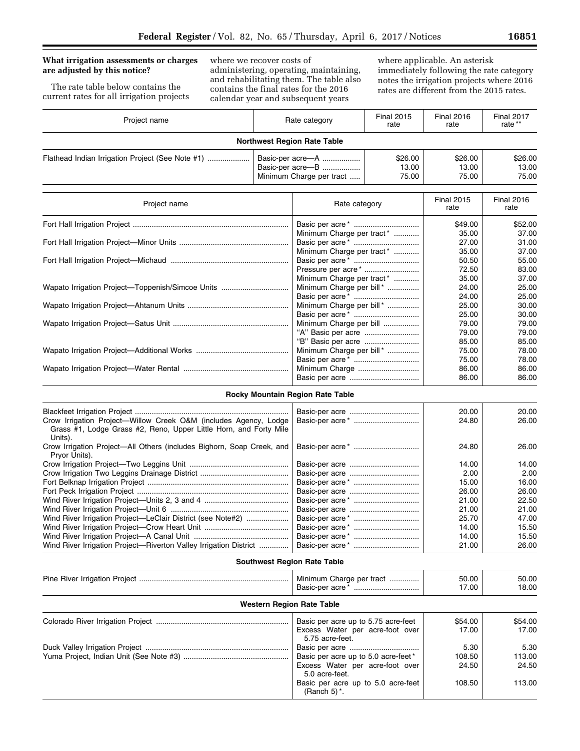### What irrigation assessments or charges are adjusted by this notice?

The rate table below contains the current rates for all irrigation projects where we recover costs of administering, operating, maintaining, and rehabilitating them. The table also contains the final rates for the 2016 calendar year and subsequent years where applicable. An asterisk immediately following the rate category notes the irrigation projects where 2016 rates are different from the 2015 rates.

| Project name | Rate category | Final 2015 rate | Final 2016 rate | Final 2017 rate ** |
|---|---|---|---|---|
| **Northwest Region Rate Table** | | | | |
| Flathead Indian Irrigation Project (See Note #1) | Basic-per acre—A | $26.00 | $26.00 | $26.00 |
| | Basic-per acre—B | 13.00 | 13.00 | 13.00 |
| | Minimum Charge per tract | 75.00 | 75.00 | 75.00 |

| Project name | Rate category | Final 2015 rate | Final 2016 rate |
|---|---|---|---|
| Fort Hall Irrigation Project | Basic per acre * | $49.00 | $52.00 |
| | Minimum Charge per tract * | 35.00 | 37.00 |
| Fort Hall Irrigation Project—Minor Units | Basic per acre * | 27.00 | 31.00 |
| | Minimum Charge per tract * | 35.00 | 37.00 |
| Fort Hall Irrigation Project—Michaud | Basic per acre * | 50.50 | 55.00 |
| | Pressure per acre * | 72.50 | 83.00 |
| | Minimum Charge per tract * | 35.00 | 37.00 |
| Wapato Irrigation Project—Toppenish/Simcoe Units | Minimum Charge per bill * | 24.00 | 25.00 |
| | Basic per acre * | 24.00 | 25.00 |
| Wapato Irrigation Project—Ahtanum Units | Minimum Charge per bill * | 25.00 | 30.00 |
| | Basic per acre * | 25.00 | 30.00 |
| Wapato Irrigation Project—Satus Unit | Minimum Charge per bill | 79.00 | 79.00 |
| | "A" Basic per acre | 79.00 | 79.00 |
| | "B" Basic per acre | 85.00 | 85.00 |
| Wapato Irrigation Project—Additional Works | Minimum Charge per bill * | 75.00 | 78.00 |
| | Basic per acre * | 75.00 | 78.00 |
| Wapato Irrigation Project—Water Rental | Minimum Charge | 86.00 | 86.00 |
| | Basic per acre | 86.00 | 86.00 |
| **Rocky Mountain Region Rate Table** | | | |
| Blackfeet Irrigation Project | Basic-per acre | 20.00 | 20.00 |
| Crow Irrigation Project—Willow Creek O&M (includes Agency, Lodge Grass #1, Lodge Grass #2, Reno, Upper Little Horn, and Forty Mile Units). | Basic-per acre * | 24.80 | 26.00 |
| Crow Irrigation Project—All Others (includes Bighorn, Soap Creek, and Pryor Units). | Basic-per acre * | 24.80 | 26.00 |
| Crow Irrigation Project—Two Leggins Unit | Basic-per acre | 14.00 | 14.00 |
| Crow Irrigation Two Leggins Drainage District | Basic-per acre | 2.00 | 2.00 |
| Fort Belknap Irrigation Project | Basic-per acre * | 15.00 | 16.00 |
| Fort Peck Irrigation Project | Basic-per acre | 26.00 | 26.00 |
| Wind River Irrigation Project—Units 2, 3 and 4 | Basic-per acre * | 21.00 | 22.50 |
| Wind River Irrigation Project—Unit 6 | Basic-per acre | 21.00 | 21.00 |
| Wind River Irrigation Project—LeClair District (see Note#2) | Basic-per acre * | 25.70 | 47.00 |
| Wind River Irrigation Project—Crow Heart Unit | Basic-per acre * | 14.00 | 15.50 |
| Wind River Irrigation Project—A Canal Unit | Basic-per acre * | 14.00 | 15.50 |
| Wind River Irrigation Project—Riverton Valley Irrigation District | Basic-per acre * | 21.00 | 26.00 |
| **Southwest Region Rate Table** | | | |
| Pine River Irrigation Project | Minimum Charge per tract | 50.00 | 50.00 |
| | Basic-per acre * | 17.00 | 18.00 |
| **Western Region Rate Table** | | | |
| Colorado River Irrigation Project | Basic per acre up to 5.75 acre-feet | $54.00 | $54.00 |
| | Excess Water per acre-foot over 5.75 acre-feet. | 17.00 | 17.00 |
| Duck Valley Irrigation Project | Basic per acre | 5.30 | 5.30 |
| Yuma Project, Indian Unit (See Note #3) | Basic per acre up to 5.0 acre-feet * | 108.50 | 113.00 |
| | Excess Water per acre-foot over 5.0 acre-feet. | 24.50 | 24.50 |
| | Basic per acre up to 5.0 acre-feet (Ranch 5) *. | 108.50 | 113.00 |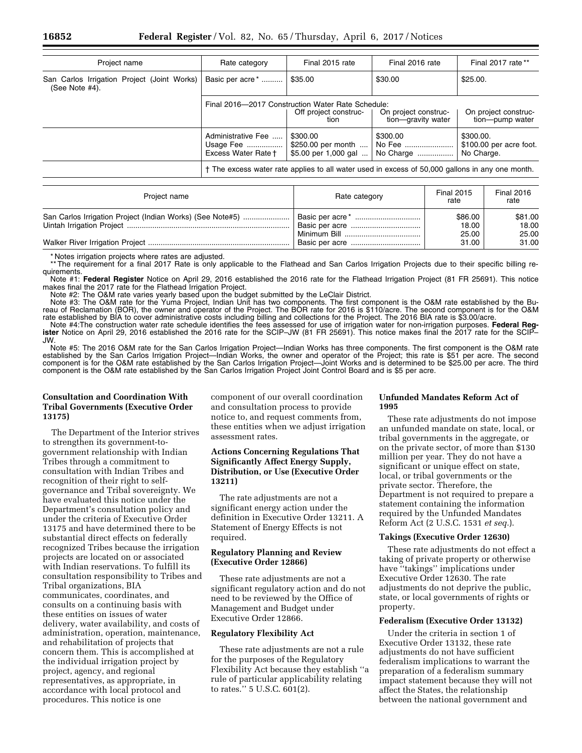| Project name | Rate category | Final 2015 rate | Final 2016 rate | Final 2017 rate ** |
|---|---|---|---|---|
| San Carlos Irrigation Project (Joint Works) (See Note #4). | Basic per acre * | $35.00 | $30.00 | $25.00. |
| | Final 2016—2017 Construction Water Rate Schedule: | Off project construction | On project construction—gravity water | On project construction—pump water |
| | Administrative Fee<br>Usage Fee<br>Excess Water Rate † | $300.00<br>$250.00 per month<br>$5.00 per 1,000 gal | $300.00<br>No Fee<br>No Charge | $300.00.<br>$100.00 per acre foot.<br>No Charge. |
| | † The excess water rate applies to all water used in excess of 50,000 gallons in any one month. | | | |

| Project name | Rate category | Final 2015 rate | Final 2016 rate |
|---|---|---|---|
| San Carlos Irrigation Project (Indian Works) (See Note#5) | Basic per acre * | $86.00 | $81.00 |
| Uintah Irrigation Project | Basic per acre | 18.00 | 18.00 |
| | Minimum Bill | 25.00 | 25.00 |
| Walker River Irrigation Project | Basic per acre | 31.00 | 31.00 |

\* Notes irrigation projects where rates are adjusted.

\*\* The requirement for a final 2017 Rate is only applicable to the Flathead and San Carlos Irrigation Projects due to their specific billing requirements.

Note #1: **Federal Register** Notice on April 29, 2016 established the 2016 rate for the Flathead Irrigation Project (81 FR 25691). This notice makes final the 2017 rate for the Flathead Irrigation Project.

Note #2: The O&M rate varies yearly based upon the budget submitted by the LeClair District.

Note #3: The O&M rate for the Yuma Project, Indian Unit has two components. The first component is the O&M rate established by the Bureau of Reclamation (BOR), the owner and operator of the Project. The BOR rate for 2016 is $110/acre. The second component is for the O&M rate established by BIA to cover administrative costs including billing and collections for the Project. The 2016 BIA rate is $3.00/acre.

Note #4:The construction water rate schedule identifies the fees assessed for use of irrigation water for non-irrigation purposes. **Federal Register** Notice on April 29, 2016 established the 2016 rate for the SCIP–JW (81 FR 25691). This notice makes final the 2017 rate for the SCIP–JW.

Note #5: The 2016 O&M rate for the San Carlos Irrigation Project—Indian Works has three components. The first component is the O&M rate established by the San Carlos Irrigation Project—Indian Works, the owner and operator of the Project; this rate is $51 per acre. The second component is for the O&M rate established by the San Carlos Irrigation Project—Joint Works and is determined to be $25.00 per acre. The third component is the O&M rate established by the San Carlos Irrigation Project Joint Control Board and is $5 per acre.

## Consultation and Coordination With Tribal Governments (Executive Order 13175)

The Department of the Interior strives to strengthen its government-to-government relationship with Indian Tribes through a commitment to consultation with Indian Tribes and recognition of their right to self-governance and Tribal sovereignty. We have evaluated this notice under the Department's consultation policy and under the criteria of Executive Order 13175 and have determined there to be substantial direct effects on federally recognized Tribes because the irrigation projects are located on or associated with Indian reservations. To fulfill its consultation responsibility to Tribes and Tribal organizations, BIA communicates, coordinates, and consults on a continuing basis with these entities on issues of water delivery, water availability, and costs of administration, operation, maintenance, and rehabilitation of projects that concern them. This is accomplished at the individual irrigation project by project, agency, and regional representatives, as appropriate, in accordance with local protocol and procedures. This notice is one component of our overall coordination and consultation process to provide notice to, and request comments from, these entities when we adjust irrigation assessment rates.

## Actions Concerning Regulations That Significantly Affect Energy Supply, Distribution, or Use (Executive Order 13211)

The rate adjustments are not a significant energy action under the definition in Executive Order 13211. A Statement of Energy Effects is not required.

## Regulatory Planning and Review (Executive Order 12866)

These rate adjustments are not a significant regulatory action and do not need to be reviewed by the Office of Management and Budget under Executive Order 12866.

## Regulatory Flexibility Act

These rate adjustments are not a rule for the purposes of the Regulatory Flexibility Act because they establish "a rule of particular applicability relating to rates." 5 U.S.C. 601(2).

## Unfunded Mandates Reform Act of 1995

These rate adjustments do not impose an unfunded mandate on state, local, or tribal governments in the aggregate, or on the private sector, of more than $130 million per year. They do not have a significant or unique effect on state, local, or tribal governments or the private sector. Therefore, the Department is not required to prepare a statement containing the information required by the Unfunded Mandates Reform Act (2 U.S.C. 1531 *et seq.*).

## Takings (Executive Order 12630)

These rate adjustments do not effect a taking of private property or otherwise have "takings" implications under Executive Order 12630. The rate adjustments do not deprive the public, state, or local governments of rights or property.

## Federalism (Executive Order 13132)

Under the criteria in section 1 of Executive Order 13132, these rate adjustments do not have sufficient federalism implications to warrant the preparation of a federalism summary impact statement because they will not affect the States, the relationship between the national government and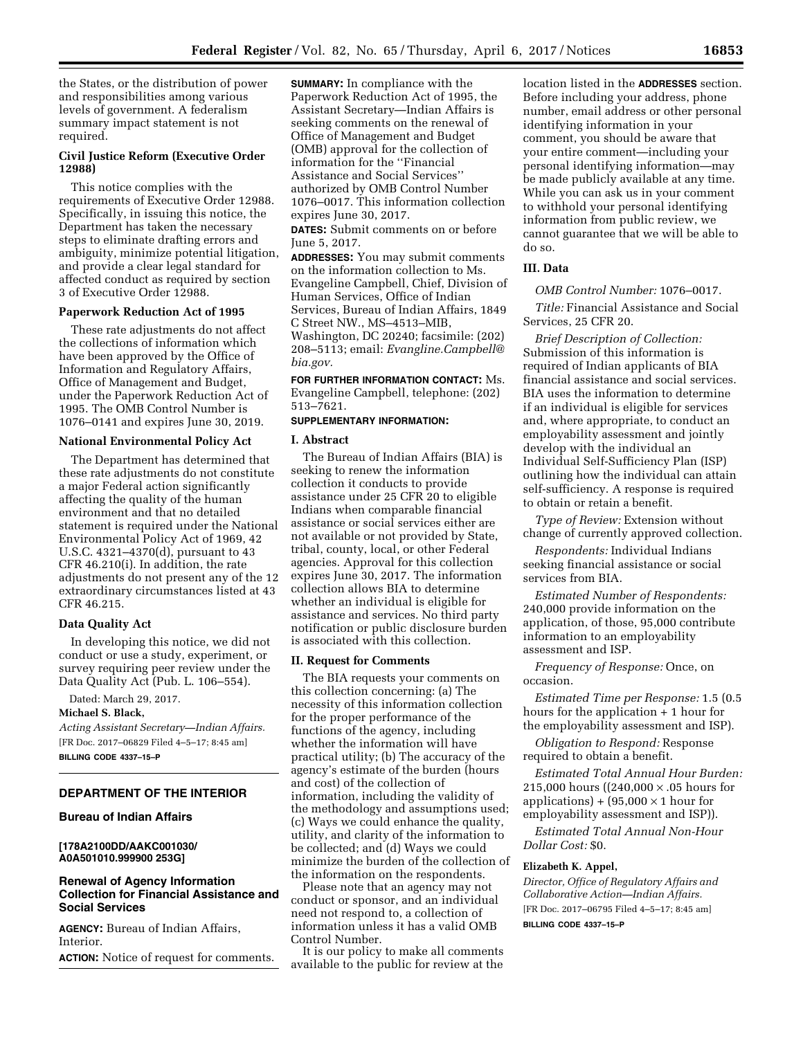the States, or the distribution of power and responsibilities among various levels of government. A federalism summary impact statement is not required.

**Civil Justice Reform (Executive Order 12988)**

This notice complies with the requirements of Executive Order 12988. Specifically, in issuing this notice, the Department has taken the necessary steps to eliminate drafting errors and ambiguity, minimize potential litigation, and provide a clear legal standard for affected conduct as required by section 3 of Executive Order 12988.

**Paperwork Reduction Act of 1995**

These rate adjustments do not affect the collections of information which have been approved by the Office of Information and Regulatory Affairs, Office of Management and Budget, under the Paperwork Reduction Act of 1995. The OMB Control Number is 1076–0141 and expires June 30, 2019.

**National Environmental Policy Act**

The Department has determined that these rate adjustments do not constitute a major Federal action significantly affecting the quality of the human environment and that no detailed statement is required under the National Environmental Policy Act of 1969, 42 U.S.C. 4321–4370(d), pursuant to 43 CFR 46.210(i). In addition, the rate adjustments do not present any of the 12 extraordinary circumstances listed at 43 CFR 46.215.

**Data Quality Act**

In developing this notice, we did not conduct or use a study, experiment, or survey requiring peer review under the Data Quality Act (Pub. L. 106–554).

Dated: March 29, 2017.

**Michael S. Black,**

*Acting Assistant Secretary—Indian Affairs.*

[FR Doc. 2017–06829 Filed 4–5–17; 8:45 am]

**BILLING CODE 4337–15–P**

## DEPARTMENT OF THE INTERIOR

### Bureau of Indian Affairs

**[178A2100DD/AAKC001030/A0A501010.999900 253G]**

### Renewal of Agency Information Collection for Financial Assistance and Social Services

**AGENCY:** Bureau of Indian Affairs, Interior.

**ACTION:** Notice of request for comments.

**SUMMARY:** In compliance with the Paperwork Reduction Act of 1995, the Assistant Secretary—Indian Affairs is seeking comments on the renewal of Office of Management and Budget (OMB) approval for the collection of information for the ''Financial Assistance and Social Services'' authorized by OMB Control Number 1076–0017. This information collection expires June 30, 2017.

**DATES:** Submit comments on or before June 5, 2017.

**ADDRESSES:** You may submit comments on the information collection to Ms. Evangeline Campbell, Chief, Division of Human Services, Office of Indian Services, Bureau of Indian Affairs, 1849 C Street NW., MS–4513–MIB, Washington, DC 20240; facsimile: (202) 208–5113; email: *Evangline.Campbell@bia.gov.*

**FOR FURTHER INFORMATION CONTACT:** Ms. Evangeline Campbell, telephone: (202) 513–7621.

**SUPPLEMENTARY INFORMATION:**

**I. Abstract**

The Bureau of Indian Affairs (BIA) is seeking to renew the information collection it conducts to provide assistance under 25 CFR 20 to eligible Indians when comparable financial assistance or social services either are not available or not provided by State, tribal, county, local, or other Federal agencies. Approval for this collection expires June 30, 2017. The information collection allows BIA to determine whether an individual is eligible for assistance and services. No third party notification or public disclosure burden is associated with this collection.

**II. Request for Comments**

The BIA requests your comments on this collection concerning: (a) The necessity of this information collection for the proper performance of the functions of the agency, including whether the information will have practical utility; (b) The accuracy of the agency's estimate of the burden (hours and cost) of the collection of information, including the validity of the methodology and assumptions used; (c) Ways we could enhance the quality, utility, and clarity of the information to be collected; and (d) Ways we could minimize the burden of the collection of the information on the respondents.

Please note that an agency may not conduct or sponsor, and an individual need not respond to, a collection of information unless it has a valid OMB Control Number.

It is our policy to make all comments available to the public for review at the location listed in the **ADDRESSES** section. Before including your address, phone number, email address or other personal identifying information in your comment, you should be aware that your entire comment—including your personal identifying information—may be made publicly available at any time. While you can ask us in your comment to withhold your personal identifying information from public review, we cannot guarantee that we will be able to do so.

**III. Data**

*OMB Control Number:* 1076–0017.

*Title:* Financial Assistance and Social Services, 25 CFR 20.

*Brief Description of Collection:* Submission of this information is required of Indian applicants of BIA financial assistance and social services. BIA uses the information to determine if an individual is eligible for services and, where appropriate, to conduct an employability assessment and jointly develop with the individual an Individual Self-Sufficiency Plan (ISP) outlining how the individual can attain self-sufficiency. A response is required to obtain or retain a benefit.

*Type of Review:* Extension without change of currently approved collection.

*Respondents:* Individual Indians seeking financial assistance or social services from BIA.

*Estimated Number of Respondents:* 240,000 provide information on the application, of those, 95,000 contribute information to an employability assessment and ISP.

*Frequency of Response:* Once, on occasion.

*Estimated Time per Response:* 1.5 (0.5 hours for the application + 1 hour for the employability assessment and ISP).

*Obligation to Respond:* Response required to obtain a benefit.

*Estimated Total Annual Hour Burden:* 215,000 hours ((240,000 × .05 hours for applications) + (95,000 × 1 hour for employability assessment and ISP)).

*Estimated Total Annual Non-Hour Dollar Cost:* $0.

**Elizabeth K. Appel,**

*Director, Office of Regulatory Affairs and Collaborative Action—Indian Affairs.*

[FR Doc. 2017–06795 Filed 4–5–17; 8:45 am]

**BILLING CODE 4337–15–P**